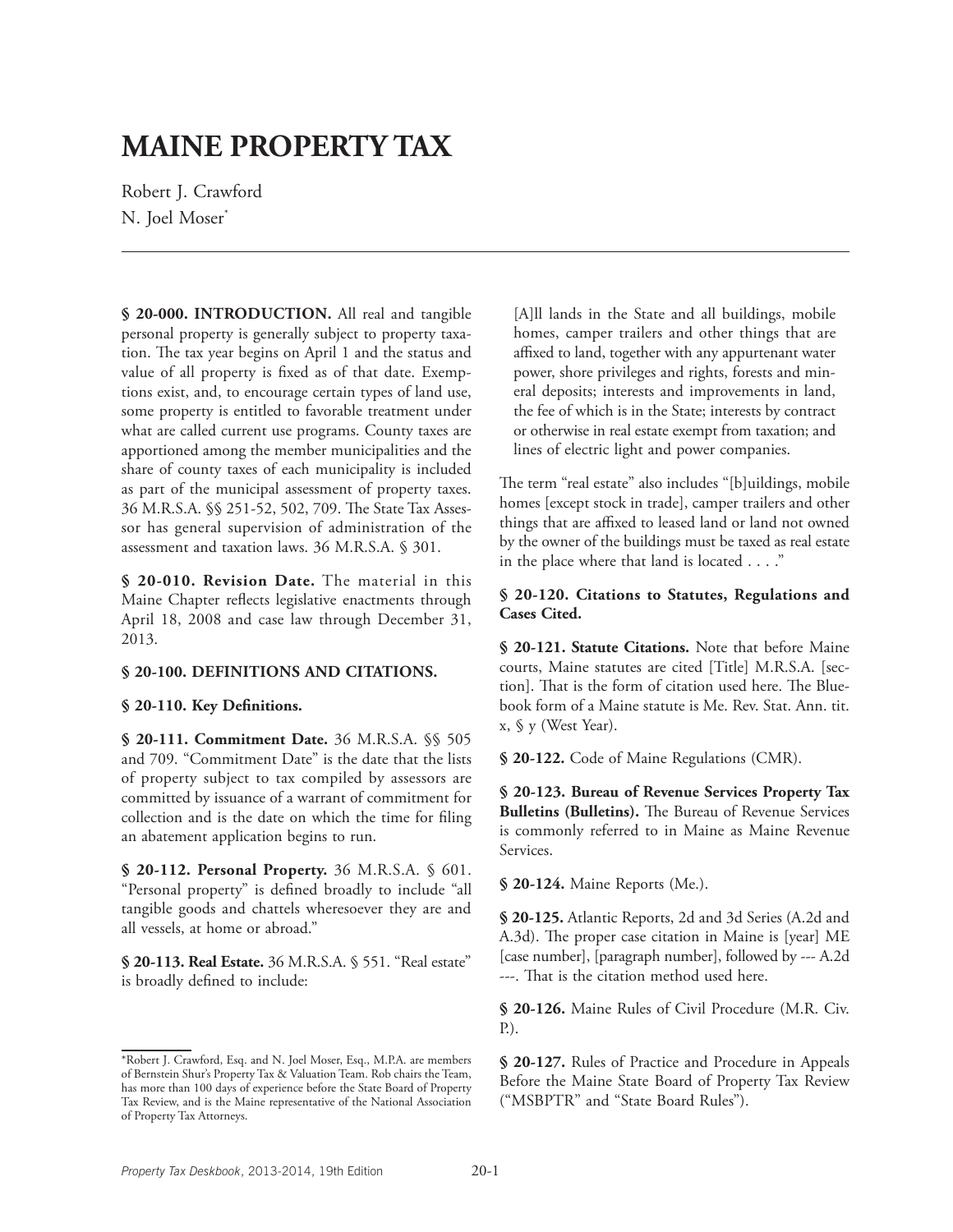# MAINE PROPERTY TAX

Robert J. Crawford
N. Joel Moser*

**§ 20-000. INTRODUCTION.** All real and tangible personal property is generally subject to property taxation. The tax year begins on April 1 and the status and value of all property is fixed as of that date. Exemptions exist, and, to encourage certain types of land use, some property is entitled to favorable treatment under what are called current use programs. County taxes are apportioned among the member municipalities and the share of county taxes of each municipality is included as part of the municipal assessment of property taxes. 36 M.R.S.A. §§ 251-52, 502, 709. The State Tax Assessor has general supervision of administration of the assessment and taxation laws. 36 M.R.S.A. § 301.

**§ 20-010. Revision Date.** The material in this Maine Chapter reflects legislative enactments through April 18, 2008 and case law through December 31, 2013.

**§ 20-100. DEFINITIONS AND CITATIONS.**

**§ 20-110. Key Definitions.**

**§ 20-111. Commitment Date.** 36 M.R.S.A. §§ 505 and 709. "Commitment Date" is the date that the lists of property subject to tax compiled by assessors are committed by issuance of a warrant of commitment for collection and is the date on which the time for filing an abatement application begins to run.

**§ 20-112. Personal Property.** 36 M.R.S.A. § 601. "Personal property" is defined broadly to include "all tangible goods and chattels wheresoever they are and all vessels, at home or abroad."

**§ 20-113. Real Estate.** 36 M.R.S.A. § 551. "Real estate" is broadly defined to include:

> [A]ll lands in the State and all buildings, mobile homes, camper trailers and other things that are affixed to land, together with any appurtenant water power, shore privileges and rights, forests and mineral deposits; interests and improvements in land, the fee of which is in the State; interests by contract or otherwise in real estate exempt from taxation; and lines of electric light and power companies.

The term "real estate" also includes "[b]uildings, mobile homes [except stock in trade], camper trailers and other things that are affixed to leased land or land not owned by the owner of the buildings must be taxed as real estate in the place where that land is located . . . ."

**§ 20-120. Citations to Statutes, Regulations and Cases Cited.**

**§ 20-121. Statute Citations.** Note that before Maine courts, Maine statutes are cited [Title] M.R.S.A. [section]. That is the form of citation used here. The Bluebook form of a Maine statute is Me. Rev. Stat. Ann. tit. x, § y (West Year).

**§ 20-122.** Code of Maine Regulations (CMR).

**§ 20-123. Bureau of Revenue Services Property Tax Bulletins (Bulletins).** The Bureau of Revenue Services is commonly referred to in Maine as Maine Revenue Services.

**§ 20-124.** Maine Reports (Me.).

**§ 20-125.** Atlantic Reports, 2d and 3d Series (A.2d and A.3d). The proper case citation in Maine is [year] ME [case number], [paragraph number], followed by --- A.2d ---. That is the citation method used here.

**§ 20-126.** Maine Rules of Civil Procedure (M.R. Civ. P.).

**§ 20-127.** Rules of Practice and Procedure in Appeals Before the Maine State Board of Property Tax Review ("MSBPTR" and "State Board Rules").

---

*Robert J. Crawford, Esq. and N. Joel Moser, Esq., M.P.A. are members of Bernstein Shur's Property Tax & Valuation Team. Rob chairs the Team, has more than 100 days of experience before the State Board of Property Tax Review, and is the Maine representative of the National Association of Property Tax Attorneys.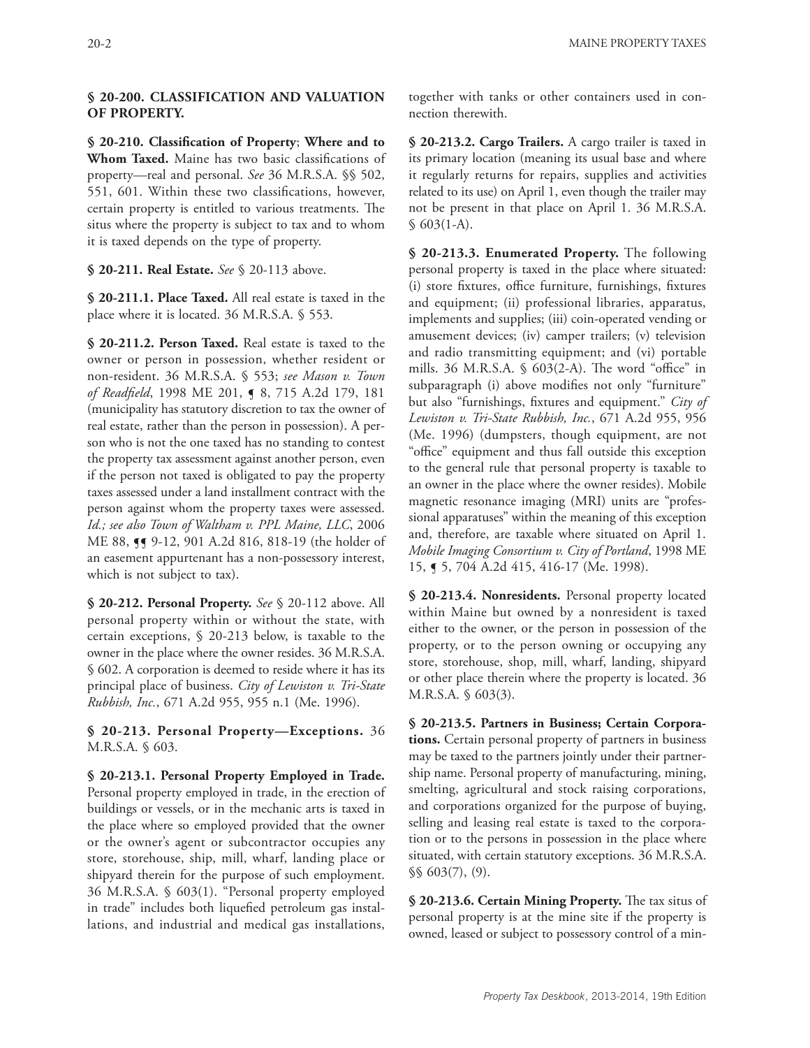**§ 20-200. CLASSIFICATION AND VALUATION OF PROPERTY.**

**§ 20-210. Classification of Property**; **Where and to Whom Taxed.** Maine has two basic classifications of property—real and personal. *See* 36 M.R.S.A. §§ 502, 551, 601. Within these two classifications, however, certain property is entitled to various treatments. The situs where the property is subject to tax and to whom it is taxed depends on the type of property.

**§ 20-211. Real Estate.** *See* § 20-113 above.

**§ 20-211.1. Place Taxed.** All real estate is taxed in the place where it is located. 36 M.R.S.A. § 553.

**§ 20-211.2. Person Taxed.** Real estate is taxed to the owner or person in possession, whether resident or non-resident. 36 M.R.S.A. § 553; *see Mason v. Town of Readfield*, 1998 ME 201, ¶ 8, 715 A.2d 179, 181 (municipality has statutory discretion to tax the owner of real estate, rather than the person in possession). A person who is not the one taxed has no standing to contest the property tax assessment against another person, even if the person not taxed is obligated to pay the property taxes assessed under a land installment contract with the person against whom the property taxes were assessed. *Id.; see also Town of Waltham v. PPL Maine, LLC*, 2006 ME 88, ¶¶ 9-12, 901 A.2d 816, 818-19 (the holder of an easement appurtenant has a non-possessory interest, which is not subject to tax).

**§ 20-212. Personal Property.** *See* § 20-112 above. All personal property within or without the state, with certain exceptions, § 20-213 below, is taxable to the owner in the place where the owner resides. 36 M.R.S.A. § 602. A corporation is deemed to reside where it has its principal place of business. *City of Lewiston v. Tri-State Rubbish, Inc.*, 671 A.2d 955, 955 n.1 (Me. 1996).

**§ 20-213. Personal Property—Exceptions.** 36 M.R.S.A. § 603.

**§ 20-213.1. Personal Property Employed in Trade.** Personal property employed in trade, in the erection of buildings or vessels, or in the mechanic arts is taxed in the place where so employed provided that the owner or the owner's agent or subcontractor occupies any store, storehouse, ship, mill, wharf, landing place or shipyard therein for the purpose of such employment. 36 M.R.S.A. § 603(1). "Personal property employed in trade" includes both liquefied petroleum gas installations, and industrial and medical gas installations, together with tanks or other containers used in connection therewith.

**§ 20-213.2. Cargo Trailers.** A cargo trailer is taxed in its primary location (meaning its usual base and where it regularly returns for repairs, supplies and activities related to its use) on April 1, even though the trailer may not be present in that place on April 1. 36 M.R.S.A. § 603(1-A).

**§ 20-213.3. Enumerated Property.** The following personal property is taxed in the place where situated: (i) store fixtures, office furniture, furnishings, fixtures and equipment; (ii) professional libraries, apparatus, implements and supplies; (iii) coin-operated vending or amusement devices; (iv) camper trailers; (v) television and radio transmitting equipment; and (vi) portable mills. 36 M.R.S.A. § 603(2-A). The word "office" in subparagraph (i) above modifies not only "furniture" but also "furnishings, fixtures and equipment." *City of Lewiston v. Tri-State Rubbish, Inc.*, 671 A.2d 955, 956 (Me. 1996) (dumpsters, though equipment, are not "office" equipment and thus fall outside this exception to the general rule that personal property is taxable to an owner in the place where the owner resides). Mobile magnetic resonance imaging (MRI) units are "professional apparatuses" within the meaning of this exception and, therefore, are taxable where situated on April 1. *Mobile Imaging Consortium v. City of Portland*, 1998 ME 15, ¶ 5, 704 A.2d 415, 416-17 (Me. 1998).

**§ 20-213.4. Nonresidents.** Personal property located within Maine but owned by a nonresident is taxed either to the owner, or the person in possession of the property, or to the person owning or occupying any store, storehouse, shop, mill, wharf, landing, shipyard or other place therein where the property is located. 36 M.R.S.A. § 603(3).

**§ 20-213.5. Partners in Business; Certain Corporations.** Certain personal property of partners in business may be taxed to the partners jointly under their partnership name. Personal property of manufacturing, mining, smelting, agricultural and stock raising corporations, and corporations organized for the purpose of buying, selling and leasing real estate is taxed to the corporation or to the persons in possession in the place where situated, with certain statutory exceptions. 36 M.R.S.A. §§ 603(7), (9).

**§ 20-213.6. Certain Mining Property.** The tax situs of personal property is at the mine site if the property is owned, leased or subject to possessory control of a min-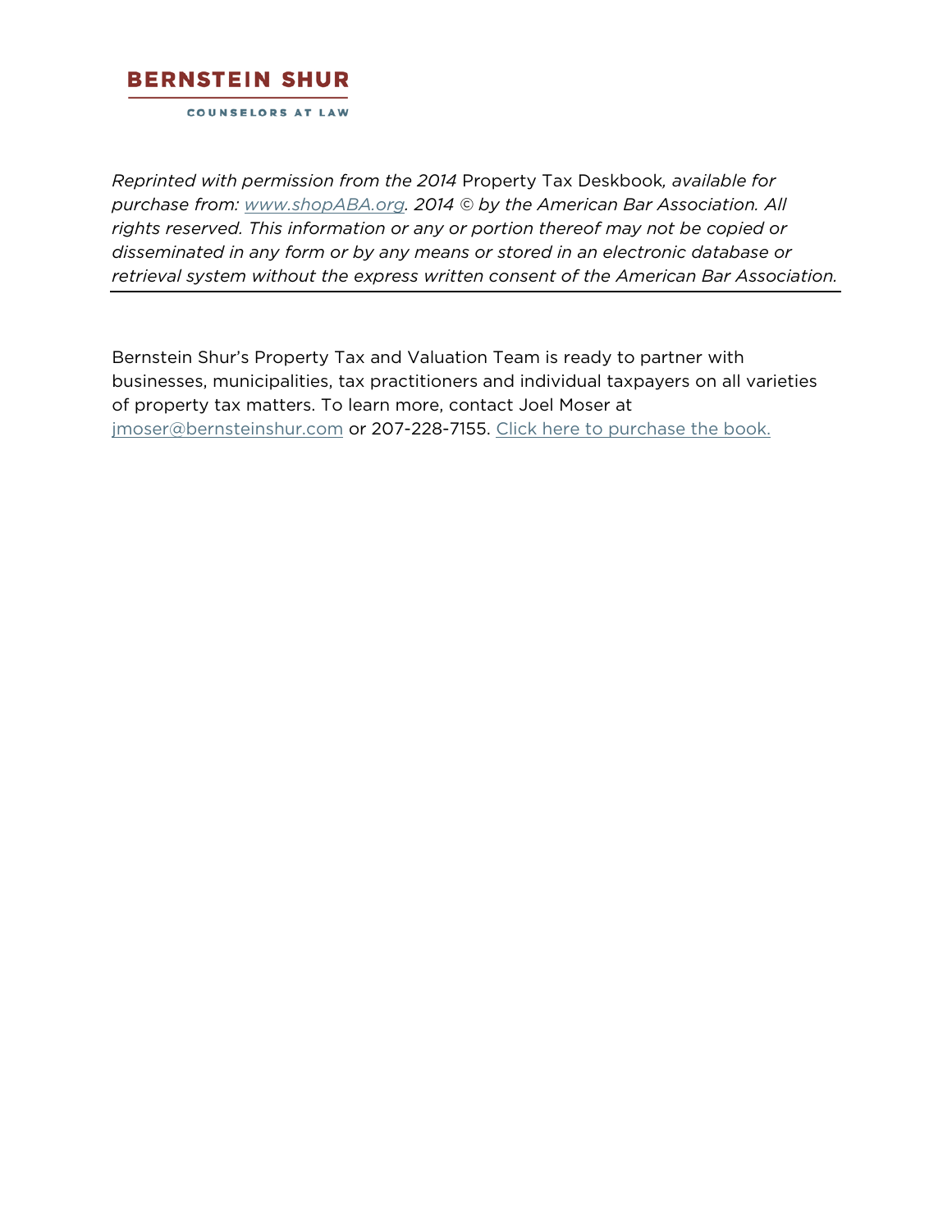**BERNSTEIN SHUR**

COUNSELORS AT LAW

*Reprinted with permission from the 2014* Property Tax Deskbook*, available for purchase from: www.shopABA.org. 2014 © by the American Bar Association. All rights reserved. This information or any or portion thereof may not be copied or disseminated in any form or by any means or stored in an electronic database or retrieval system without the express written consent of the American Bar Association.*

---

Bernstein Shur's Property Tax and Valuation Team is ready to partner with businesses, municipalities, tax practitioners and individual taxpayers on all varieties of property tax matters. To learn more, contact Joel Moser at jmoser@bernsteinshur.com or 207-228-7155. Click here to purchase the book.